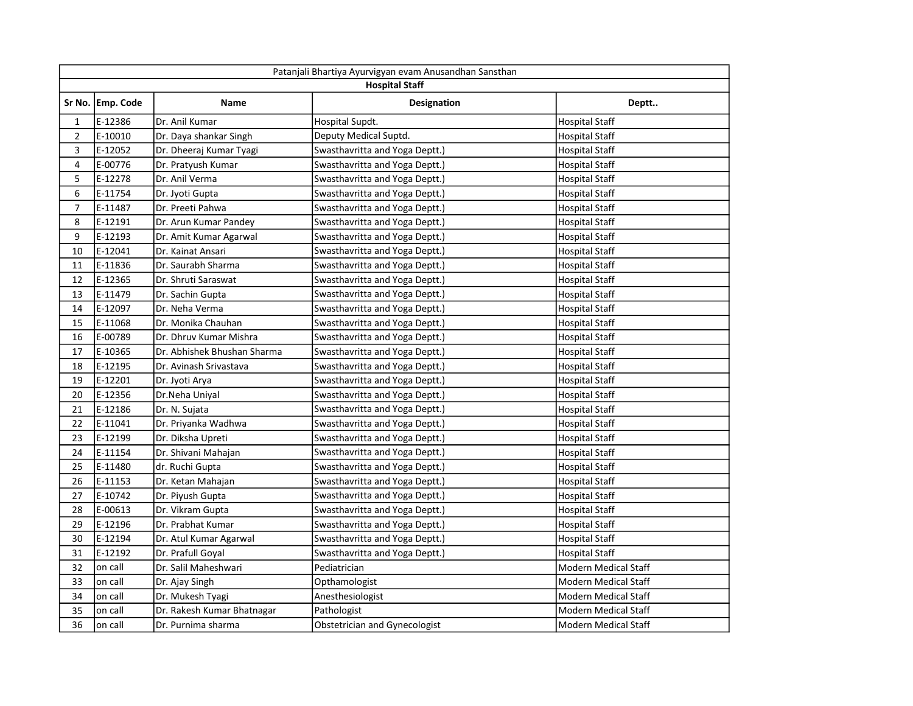| Patanjali Bhartiya Ayurvigyan evam Anusandhan Sansthan | | | | |
|---|---|---|---|---|
| **Hospital Staff** | | | | |
| **Sr No.** | **Emp. Code** | **Name** | **Designation** | **Deptt..** |
| 1 | E-12386 | Dr. Anil Kumar | Hospital Supdt. | Hospital Staff |
| 2 | E-10010 | Dr. Daya shankar Singh | Deputy Medical Suptd. | Hospital Staff |
| 3 | E-12052 | Dr. Dheeraj Kumar Tyagi | Swasthavritta and Yoga Deptt.) | Hospital Staff |
| 4 | E-00776 | Dr. Pratyush Kumar | Swasthavritta and Yoga Deptt.) | Hospital Staff |
| 5 | E-12278 | Dr. Anil Verma | Swasthavritta and Yoga Deptt.) | Hospital Staff |
| 6 | E-11754 | Dr. Jyoti Gupta | Swasthavritta and Yoga Deptt.) | Hospital Staff |
| 7 | E-11487 | Dr. Preeti Pahwa | Swasthavritta and Yoga Deptt.) | Hospital Staff |
| 8 | E-12191 | Dr. Arun Kumar Pandey | Swasthavritta and Yoga Deptt.) | Hospital Staff |
| 9 | E-12193 | Dr. Amit Kumar Agarwal | Swasthavritta and Yoga Deptt.) | Hospital Staff |
| 10 | E-12041 | Dr. Kainat Ansari | Swasthavritta and Yoga Deptt.) | Hospital Staff |
| 11 | E-11836 | Dr. Saurabh Sharma | Swasthavritta and Yoga Deptt.) | Hospital Staff |
| 12 | E-12365 | Dr. Shruti Saraswat | Swasthavritta and Yoga Deptt.) | Hospital Staff |
| 13 | E-11479 | Dr. Sachin Gupta | Swasthavritta and Yoga Deptt.) | Hospital Staff |
| 14 | E-12097 | Dr. Neha Verma | Swasthavritta and Yoga Deptt.) | Hospital Staff |
| 15 | E-11068 | Dr. Monika Chauhan | Swasthavritta and Yoga Deptt.) | Hospital Staff |
| 16 | E-00789 | Dr. Dhruv Kumar Mishra | Swasthavritta and Yoga Deptt.) | Hospital Staff |
| 17 | E-10365 | Dr. Abhishek Bhushan Sharma | Swasthavritta and Yoga Deptt.) | Hospital Staff |
| 18 | E-12195 | Dr. Avinash Srivastava | Swasthavritta and Yoga Deptt.) | Hospital Staff |
| 19 | E-12201 | Dr. Jyoti Arya | Swasthavritta and Yoga Deptt.) | Hospital Staff |
| 20 | E-12356 | Dr.Neha Uniyal | Swasthavritta and Yoga Deptt.) | Hospital Staff |
| 21 | E-12186 | Dr. N. Sujata | Swasthavritta and Yoga Deptt.) | Hospital Staff |
| 22 | E-11041 | Dr. Priyanka Wadhwa | Swasthavritta and Yoga Deptt.) | Hospital Staff |
| 23 | E-12199 | Dr. Diksha Upreti | Swasthavritta and Yoga Deptt.) | Hospital Staff |
| 24 | E-11154 | Dr. Shivani Mahajan | Swasthavritta and Yoga Deptt.) | Hospital Staff |
| 25 | E-11480 | dr. Ruchi Gupta | Swasthavritta and Yoga Deptt.) | Hospital Staff |
| 26 | E-11153 | Dr. Ketan Mahajan | Swasthavritta and Yoga Deptt.) | Hospital Staff |
| 27 | E-10742 | Dr. Piyush Gupta | Swasthavritta and Yoga Deptt.) | Hospital Staff |
| 28 | E-00613 | Dr. Vikram Gupta | Swasthavritta and Yoga Deptt.) | Hospital Staff |
| 29 | E-12196 | Dr. Prabhat Kumar | Swasthavritta and Yoga Deptt.) | Hospital Staff |
| 30 | E-12194 | Dr. Atul Kumar Agarwal | Swasthavritta and Yoga Deptt.) | Hospital Staff |
| 31 | E-12192 | Dr. Prafull Goyal | Swasthavritta and Yoga Deptt.) | Hospital Staff |
| 32 | on call | Dr. Salil Maheshwari | Pediatrician | Modern Medical Staff |
| 33 | on call | Dr. Ajay Singh | Opthamologist | Modern Medical Staff |
| 34 | on call | Dr. Mukesh Tyagi | Anesthesiologist | Modern Medical Staff |
| 35 | on call | Dr. Rakesh Kumar Bhatnagar | Pathologist | Modern Medical Staff |
| 36 | on call | Dr. Purnima sharma | Obstetrician and Gynecologist | Modern Medical Staff |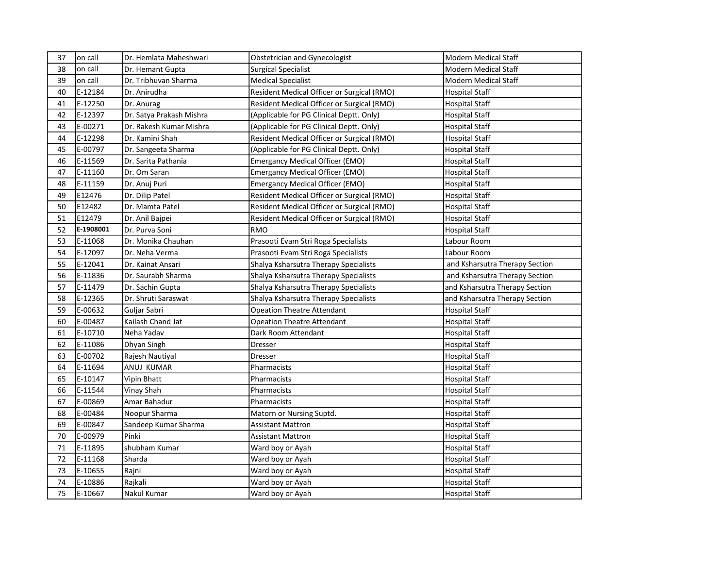| 37 | on call | Dr. Hemlata Maheshwari | Obstetrician and Gynecologist | Modern Medical Staff |
|---|---|---|---|---|
| 38 | on call | Dr. Hemant Gupta | Surgical Specialist | Modern Medical Staff |
| 39 | on call | Dr. Tribhuvan Sharma | Medical Specialist | Modern Medical Staff |
| 40 | E-12184 | Dr. Anirudha | Resident Medical Officer or Surgical (RMO) | Hospital Staff |
| 41 | E-12250 | Dr. Anurag | Resident Medical Officer or Surgical (RMO) | Hospital Staff |
| 42 | E-12397 | Dr. Satya Prakash Mishra | (Applicable for PG Clinical Deptt. Only) | Hospital Staff |
| 43 | E-00271 | Dr. Rakesh Kumar Mishra | (Applicable for PG Clinical Deptt. Only) | Hospital Staff |
| 44 | E-12298 | Dr. Kamini Shah | Resident Medical Officer or Surgical (RMO) | Hospital Staff |
| 45 | E-00797 | Dr. Sangeeta Sharma | (Applicable for PG Clinical Deptt. Only) | Hospital Staff |
| 46 | E-11569 | Dr. Sarita Pathania | Emergancy Medical Officer (EMO) | Hospital Staff |
| 47 | E-11160 | Dr. Om Saran | Emergancy Medical Officer (EMO) | Hospital Staff |
| 48 | E-11159 | Dr. Anuj Puri | Emergancy Medical Officer (EMO) | Hospital Staff |
| 49 | E12476 | Dr. Dilip Patel | Resident Medical Officer or Surgical (RMO) | Hospital Staff |
| 50 | E12482 | Dr. Mamta Patel | Resident Medical Officer or Surgical (RMO) | Hospital Staff |
| 51 | E12479 | Dr. Anil Bajpei | Resident Medical Officer or Surgical (RMO) | Hospital Staff |
| 52 | **E-1908001** | Dr. Purva Soni | RMO | Hospital Staff |
| 53 | E-11068 | Dr. Monika Chauhan | Prasooti Evam Stri Roga Specialists | Labour Room |
| 54 | E-12097 | Dr. Neha Verma | Prasooti Evam Stri Roga Specialists | Labour Room |
| 55 | E-12041 | Dr. Kainat Ansari | Shalya Ksharsutra Therapy Specialists | and Ksharsutra Therapy Section |
| 56 | E-11836 | Dr. Saurabh Sharma | Shalya Ksharsutra Therapy Specialists | and Ksharsutra Therapy Section |
| 57 | E-11479 | Dr. Sachin Gupta | Shalya Ksharsutra Therapy Specialists | and Ksharsutra Therapy Section |
| 58 | E-12365 | Dr. Shruti Saraswat | Shalya Ksharsutra Therapy Specialists | and Ksharsutra Therapy Section |
| 59 | E-00632 | Guljar Sabri | Opeation Theatre Attendant | Hospital Staff |
| 60 | E-00487 | Kailash Chand Jat | Opeation Theatre Attendant | Hospital Staff |
| 61 | E-10710 | Neha Yadav | Dark Room Attendant | Hospital Staff |
| 62 | E-11086 | Dhyan Singh | Dresser | Hospital Staff |
| 63 | E-00702 | Rajesh Nautiyal | Dresser | Hospital Staff |
| 64 | E-11694 | ANUJ KUMAR | Pharmacists | Hospital Staff |
| 65 | E-10147 | Vipin Bhatt | Pharmacists | Hospital Staff |
| 66 | E-11544 | Vinay Shah | Pharmacists | Hospital Staff |
| 67 | E-00869 | Amar Bahadur | Pharmacists | Hospital Staff |
| 68 | E-00484 | Noopur Sharma | Matorn or Nursing Suptd. | Hospital Staff |
| 69 | E-00847 | Sandeep Kumar Sharma | Assistant Mattron | Hospital Staff |
| 70 | E-00979 | Pinki | Assistant Mattron | Hospital Staff |
| 71 | E-11895 | shubham Kumar | Ward boy or Ayah | Hospital Staff |
| 72 | E-11168 | Sharda | Ward boy or Ayah | Hospital Staff |
| 73 | E-10655 | Rajni | Ward boy or Ayah | Hospital Staff |
| 74 | E-10886 | Rajkali | Ward boy or Ayah | Hospital Staff |
| 75 | E-10667 | Nakul Kumar | Ward boy or Ayah | Hospital Staff |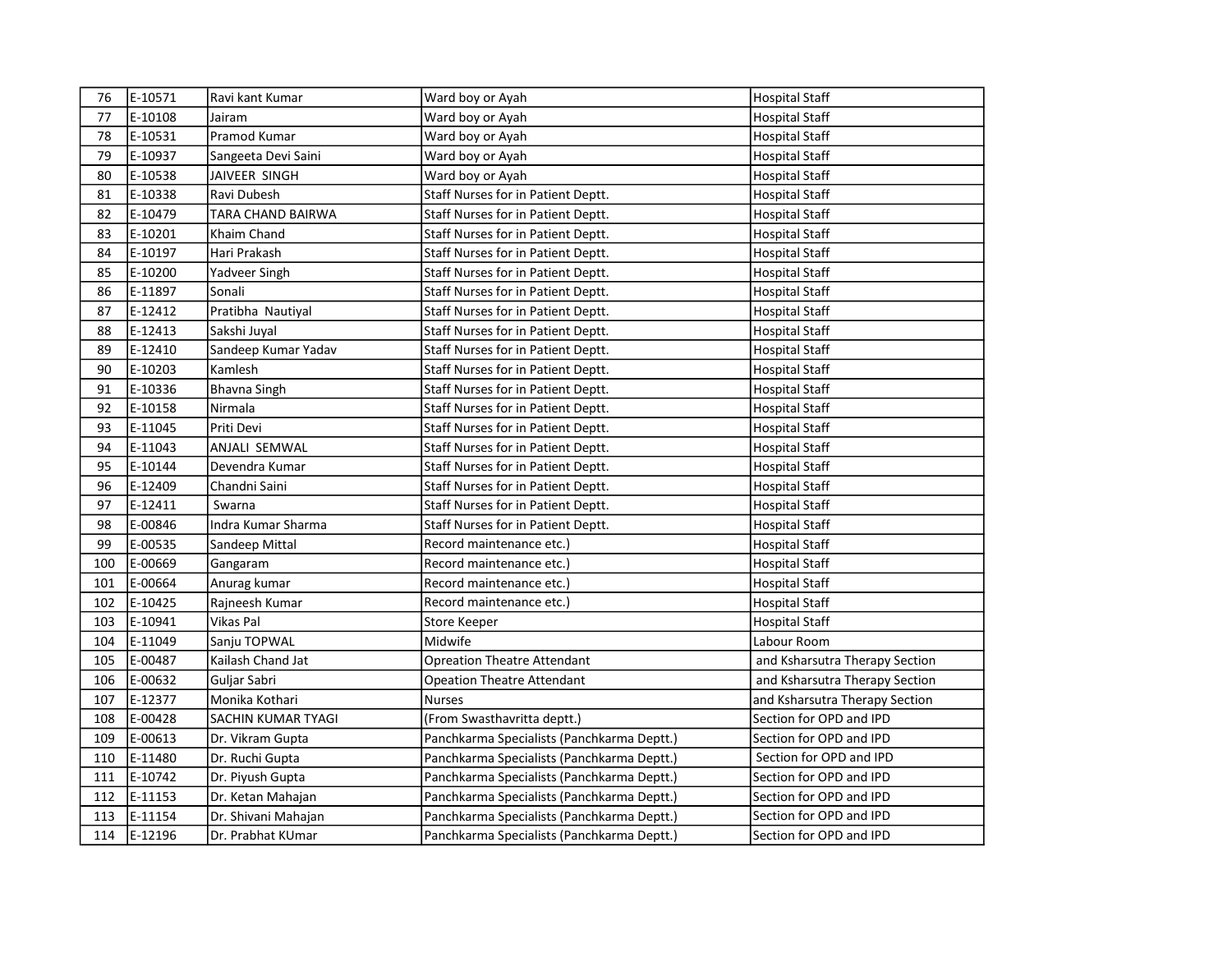| | | | | |
|---|---|---|---|---|
| 76 | E-10571 | Ravi kant Kumar | Ward boy or Ayah | Hospital Staff |
| 77 | E-10108 | Jairam | Ward boy or Ayah | Hospital Staff |
| 78 | E-10531 | Pramod Kumar | Ward boy or Ayah | Hospital Staff |
| 79 | E-10937 | Sangeeta Devi Saini | Ward boy or Ayah | Hospital Staff |
| 80 | E-10538 | JAIVEER SINGH | Ward boy or Ayah | Hospital Staff |
| 81 | E-10338 | Ravi Dubesh | Staff Nurses for in Patient Deptt. | Hospital Staff |
| 82 | E-10479 | TARA CHAND BAIRWA | Staff Nurses for in Patient Deptt. | Hospital Staff |
| 83 | E-10201 | Khaim Chand | Staff Nurses for in Patient Deptt. | Hospital Staff |
| 84 | E-10197 | Hari Prakash | Staff Nurses for in Patient Deptt. | Hospital Staff |
| 85 | E-10200 | Yadveer Singh | Staff Nurses for in Patient Deptt. | Hospital Staff |
| 86 | E-11897 | Sonali | Staff Nurses for in Patient Deptt. | Hospital Staff |
| 87 | E-12412 | Pratibha Nautiyal | Staff Nurses for in Patient Deptt. | Hospital Staff |
| 88 | E-12413 | Sakshi Juyal | Staff Nurses for in Patient Deptt. | Hospital Staff |
| 89 | E-12410 | Sandeep Kumar Yadav | Staff Nurses for in Patient Deptt. | Hospital Staff |
| 90 | E-10203 | Kamlesh | Staff Nurses for in Patient Deptt. | Hospital Staff |
| 91 | E-10336 | Bhavna Singh | Staff Nurses for in Patient Deptt. | Hospital Staff |
| 92 | E-10158 | Nirmala | Staff Nurses for in Patient Deptt. | Hospital Staff |
| 93 | E-11045 | Priti Devi | Staff Nurses for in Patient Deptt. | Hospital Staff |
| 94 | E-11043 | ANJALI SEMWAL | Staff Nurses for in Patient Deptt. | Hospital Staff |
| 95 | E-10144 | Devendra Kumar | Staff Nurses for in Patient Deptt. | Hospital Staff |
| 96 | E-12409 | Chandni Saini | Staff Nurses for in Patient Deptt. | Hospital Staff |
| 97 | E-12411 | Swarna | Staff Nurses for in Patient Deptt. | Hospital Staff |
| 98 | E-00846 | Indra Kumar Sharma | Staff Nurses for in Patient Deptt. | Hospital Staff |
| 99 | E-00535 | Sandeep Mittal | Record maintenance etc.) | Hospital Staff |
| 100 | E-00669 | Gangaram | Record maintenance etc.) | Hospital Staff |
| 101 | E-00664 | Anurag kumar | Record maintenance etc.) | Hospital Staff |
| 102 | E-10425 | Rajneesh Kumar | Record maintenance etc.) | Hospital Staff |
| 103 | E-10941 | Vikas Pal | Store Keeper | Hospital Staff |
| 104 | E-11049 | Sanju TOPWAL | Midwife | Labour Room |
| 105 | E-00487 | Kailash Chand Jat | Opreation Theatre Attendant | and Ksharsutra Therapy Section |
| 106 | E-00632 | Guljar Sabri | Opeation Theatre Attendant | and Ksharsutra Therapy Section |
| 107 | E-12377 | Monika Kothari | Nurses | and Ksharsutra Therapy Section |
| 108 | E-00428 | SACHIN KUMAR TYAGI | (From Swasthavritta deptt.) | Section for OPD and IPD |
| 109 | E-00613 | Dr. Vikram Gupta | Panchkarma Specialists (Panchkarma Deptt.) | Section for OPD and IPD |
| 110 | E-11480 | Dr. Ruchi Gupta | Panchkarma Specialists (Panchkarma Deptt.) | Section for OPD and IPD |
| 111 | E-10742 | Dr. Piyush Gupta | Panchkarma Specialists (Panchkarma Deptt.) | Section for OPD and IPD |
| 112 | E-11153 | Dr. Ketan Mahajan | Panchkarma Specialists (Panchkarma Deptt.) | Section for OPD and IPD |
| 113 | E-11154 | Dr. Shivani Mahajan | Panchkarma Specialists (Panchkarma Deptt.) | Section for OPD and IPD |
| 114 | E-12196 | Dr. Prabhat KUmar | Panchkarma Specialists (Panchkarma Deptt.) | Section for OPD and IPD |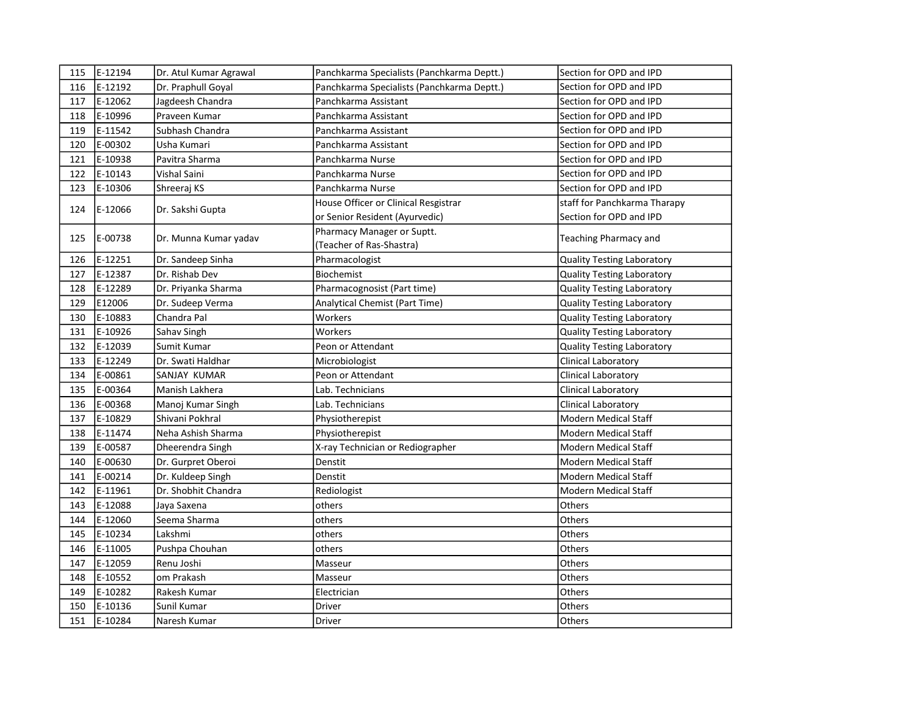| 115 | E-12194 | Dr. Atul Kumar Agrawal | Panchkarma Specialists (Panchkarma Deptt.) | Section for OPD and IPD |
|---|---|---|---|---|
| 116 | E-12192 | Dr. Praphull Goyal | Panchkarma Specialists (Panchkarma Deptt.) | Section for OPD and IPD |
| 117 | E-12062 | Jagdeesh Chandra | Panchkarma Assistant | Section for OPD and IPD |
| 118 | E-10996 | Praveen Kumar | Panchkarma Assistant | Section for OPD and IPD |
| 119 | E-11542 | Subhash Chandra | Panchkarma Assistant | Section for OPD and IPD |
| 120 | E-00302 | Usha Kumari | Panchkarma Assistant | Section for OPD and IPD |
| 121 | E-10938 | Pavitra Sharma | Panchkarma Nurse | Section for OPD and IPD |
| 122 | E-10143 | Vishal Saini | Panchkarma Nurse | Section for OPD and IPD |
| 123 | E-10306 | Shreeraj KS | Panchkarma Nurse | Section for OPD and IPD |
| 124 | E-12066 | Dr. Sakshi Gupta | House Officer or Clinical Resgistrar or Senior Resident (Ayurvedic) | staff for Panchkarma Tharapy Section for OPD and IPD |
| 125 | E-00738 | Dr. Munna Kumar yadav | Pharmacy Manager or Suptt. (Teacher of Ras-Shastra) | Teaching Pharmacy and |
| 126 | E-12251 | Dr. Sandeep Sinha | Pharmacologist | Quality Testing Laboratory |
| 127 | E-12387 | Dr. Rishab Dev | Biochemist | Quality Testing Laboratory |
| 128 | E-12289 | Dr. Priyanka Sharma | Pharmacognosist (Part time) | Quality Testing Laboratory |
| 129 | E12006 | Dr. Sudeep Verma | Analytical Chemist (Part Time) | Quality Testing Laboratory |
| 130 | E-10883 | Chandra Pal | Workers | Quality Testing Laboratory |
| 131 | E-10926 | Sahav Singh | Workers | Quality Testing Laboratory |
| 132 | E-12039 | Sumit Kumar | Peon or Attendant | Quality Testing Laboratory |
| 133 | E-12249 | Dr. Swati Haldhar | Microbiologist | Clinical Laboratory |
| 134 | E-00861 | SANJAY KUMAR | Peon or Attendant | Clinical Laboratory |
| 135 | E-00364 | Manish Lakhera | Lab. Technicians | Clinical Laboratory |
| 136 | E-00368 | Manoj Kumar Singh | Lab. Technicians | Clinical Laboratory |
| 137 | E-10829 | Shivani Pokhral | Physiotherepist | Modern Medical Staff |
| 138 | E-11474 | Neha Ashish Sharma | Physiotherepist | Modern Medical Staff |
| 139 | E-00587 | Dheerendra Singh | X-ray Technician or Rediographer | Modern Medical Staff |
| 140 | E-00630 | Dr. Gurpret Oberoi | Denstit | Modern Medical Staff |
| 141 | E-00214 | Dr. Kuldeep Singh | Denstit | Modern Medical Staff |
| 142 | E-11961 | Dr. Shobhit Chandra | Rediologist | Modern Medical Staff |
| 143 | E-12088 | Jaya Saxena | others | Others |
| 144 | E-12060 | Seema Sharma | others | Others |
| 145 | E-10234 | Lakshmi | others | Others |
| 146 | E-11005 | Pushpa Chouhan | others | Others |
| 147 | E-12059 | Renu Joshi | Masseur | Others |
| 148 | E-10552 | om Prakash | Masseur | Others |
| 149 | E-10282 | Rakesh Kumar | Electrician | Others |
| 150 | E-10136 | Sunil Kumar | Driver | Others |
| 151 | E-10284 | Naresh Kumar | Driver | Others |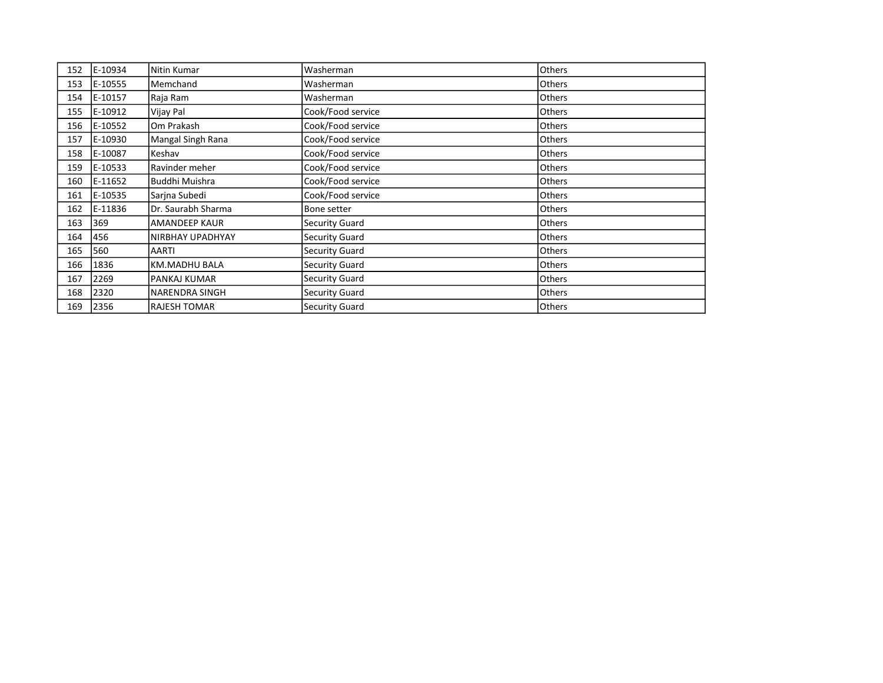| | | | | |
|---|---|---|---|---|
| 152 | E-10934 | Nitin Kumar | Washerman | Others |
| 153 | E-10555 | Memchand | Washerman | Others |
| 154 | E-10157 | Raja Ram | Washerman | Others |
| 155 | E-10912 | Vijay Pal | Cook/Food service | Others |
| 156 | E-10552 | Om Prakash | Cook/Food service | Others |
| 157 | E-10930 | Mangal Singh Rana | Cook/Food service | Others |
| 158 | E-10087 | Keshav | Cook/Food service | Others |
| 159 | E-10533 | Ravinder meher | Cook/Food service | Others |
| 160 | E-11652 | Buddhi Muishra | Cook/Food service | Others |
| 161 | E-10535 | Sarjna Subedi | Cook/Food service | Others |
| 162 | E-11836 | Dr. Saurabh Sharma | Bone setter | Others |
| 163 | 369 | AMANDEEP KAUR | Security Guard | Others |
| 164 | 456 | NIRBHAY UPADHYAY | Security Guard | Others |
| 165 | 560 | AARTI | Security Guard | Others |
| 166 | 1836 | KM.MADHU BALA | Security Guard | Others |
| 167 | 2269 | PANKAJ KUMAR | Security Guard | Others |
| 168 | 2320 | NARENDRA SINGH | Security Guard | Others |
| 169 | 2356 | RAJESH TOMAR | Security Guard | Others |